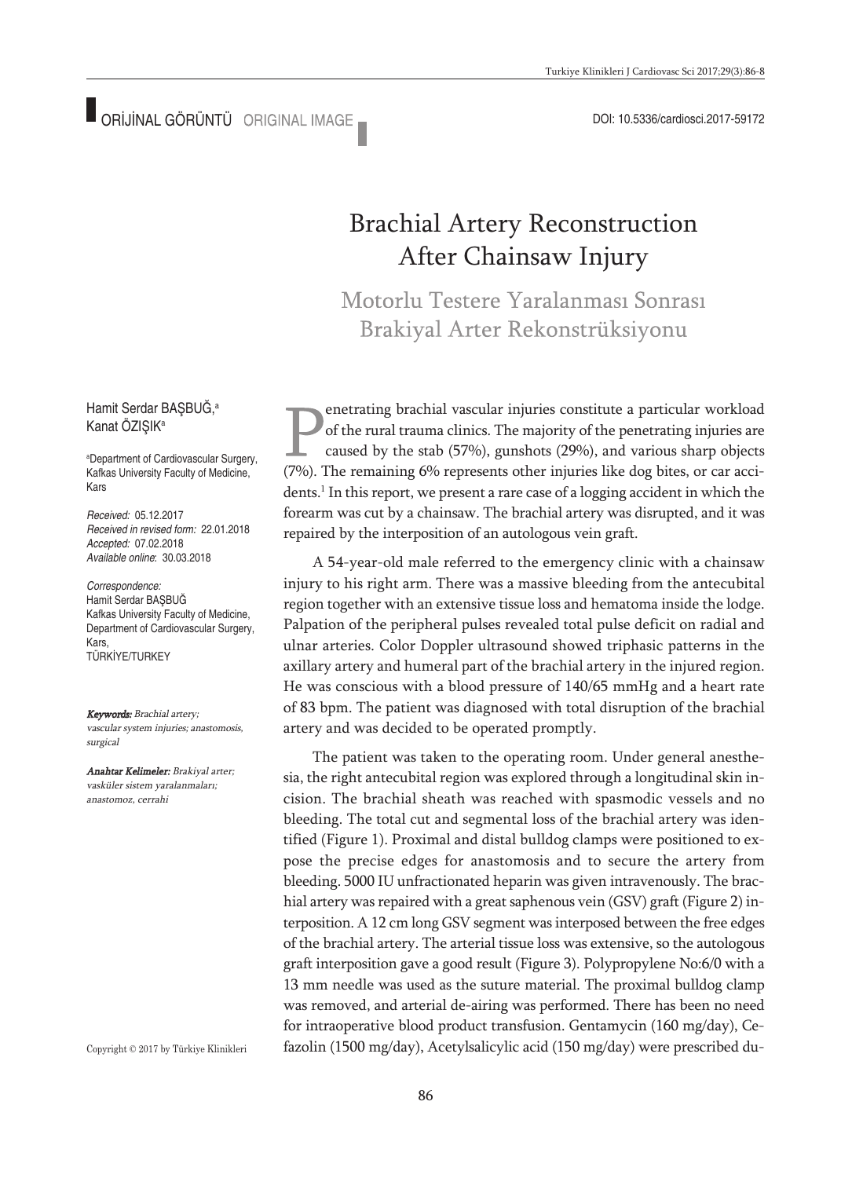ORİJİNAL GÖRÜNTÜ ORIGINAL IMAGE

DOI: 10.5336/cardiosci.2017-59172

# Brachial Artery Reconstruction After Chainsaw Injury

## Motorlu Testere Yaralanması Sonrası Brakiyal Arter Rekonstrüksiyonu

Hamit Serdar BAŞBUĞ,[a]
Kanat ÖZIŞIK[a]

[a]Department of Cardiovascular Surgery, Kafkas University Faculty of Medicine, Kars

*Received:* 05.12.2017
*Received in revised form:* 22.01.2018
*Accepted:* 07.02.2018
*Available online*: 30.03.2018

*Correspondence:*
Hamit Serdar BAŞBUĞ
Kafkas University Faculty of Medicine, Department of Cardiovascular Surgery, Kars,
TÜRKİYE/TURKEY

***Keywords:*** *Brachial artery; vascular system injuries; anastomosis, surgical*

***Anahtar Kelimeler:*** *Brakiyal arter; vasküler sistem yaralanmaları; anastomoz, cerrahi*

Copyright © 2017 by Türkiye Klinikleri

Penetrating brachial vascular injuries constitute a particular workload of the rural trauma clinics. The majority of the penetrating injuries are caused by the stab (57%), gunshots (29%), and various sharp objects (7%). The remaining 6% represents other injuries like dog bites, or car accidents.[1] In this report, we present a rare case of a logging accident in which the forearm was cut by a chainsaw. The brachial artery was disrupted, and it was repaired by the interposition of an autologous vein graft.

A 54-year-old male referred to the emergency clinic with a chainsaw injury to his right arm. There was a massive bleeding from the antecubital region together with an extensive tissue loss and hematoma inside the lodge. Palpation of the peripheral pulses revealed total pulse deficit on radial and ulnar arteries. Color Doppler ultrasound showed triphasic patterns in the axillary artery and humeral part of the brachial artery in the injured region. He was conscious with a blood pressure of 140/65 mmHg and a heart rate of 83 bpm. The patient was diagnosed with total disruption of the brachial artery and was decided to be operated promptly.

The patient was taken to the operating room. Under general anesthesia, the right antecubital region was explored through a longitudinal skin incision. The brachial sheath was reached with spasmodic vessels and no bleeding. The total cut and segmental loss of the brachial artery was identified (Figure 1). Proximal and distal bulldog clamps were positioned to expose the precise edges for anastomosis and to secure the artery from bleeding. 5000 IU unfractionated heparin was given intravenously. The brachial artery was repaired with a great saphenous vein (GSV) graft (Figure 2) interposition. A 12 cm long GSV segment was interposed between the free edges of the brachial artery. The arterial tissue loss was extensive, so the autologous graft interposition gave a good result (Figure 3). Polypropylene No:6/0 with a 13 mm needle was used as the suture material. The proximal bulldog clamp was removed, and arterial de-airing was performed. There has been no need for intraoperative blood product transfusion. Gentamycin (160 mg/day), Cefazolin (1500 mg/day), Acetylsalicylic acid (150 mg/day) were prescribed du-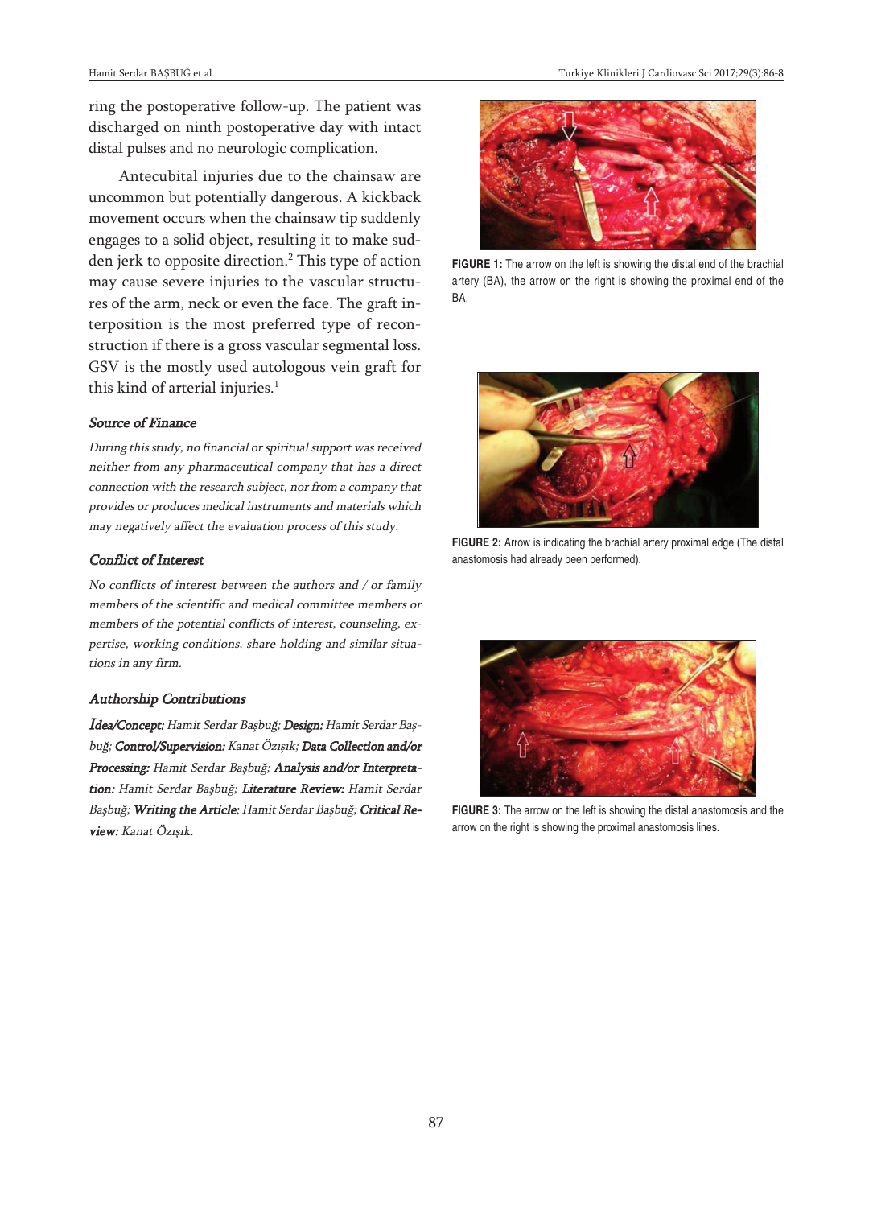ring the postoperative follow-up. The patient was discharged on ninth postoperative day with intact distal pulses and no neurologic complication.

Antecubital injuries due to the chainsaw are uncommon but potentially dangerous. A kickback movement occurs when the chainsaw tip suddenly engages to a solid object, resulting it to make sudden jerk to opposite direction.[2] This type of action may cause severe injuries to the vascular structures of the arm, neck or even the face. The graft interposition is the most preferred type of reconstruction if there is a gross vascular segmental loss. GSV is the mostly used autologous vein graft for this kind of arterial injuries.[1]

### *Source of Finance*

*During this study, no financial or spiritual support was received neither from any pharmaceutical company that has a direct connection with the research subject, nor from a company that provides or produces medical instruments and materials which may negatively affect the evaluation process of this study.*

### *Conflict of Interest*

*No conflicts of interest between the authors and / or family members of the scientific and medical committee members or members of the potential conflicts of interest, counseling, expertise, working conditions, share holding and similar situations in any firm.*

### *Authorship Contributions*

***İdea/Concept:*** *Hamit Serdar Başbuğ;* ***Design:*** *Hamit Serdar Başbuğ;* ***Control/Supervision:*** *Kanat Özışık;* ***Data Collection and/or Processing:*** *Hamit Serdar Başbuğ;* ***Analysis and/or Interpretation:*** *Hamit Serdar Başbuğ;* ***Literature Review:*** *Hamit Serdar Başbuğ;* ***Writing the Article:*** *Hamit Serdar Başbuğ;* ***Critical Review:*** *Kanat Özışık.*

**FIGURE 1:** The arrow on the left is showing the distal end of the brachial artery (BA), the arrow on the right is showing the proximal end of the BA.

**FIGURE 2:** Arrow is indicating the brachial artery proximal edge (The distal anastomosis had already been performed).

**FIGURE 3:** The arrow on the left is showing the distal anastomosis and the arrow on the right is showing the proximal anastomosis lines.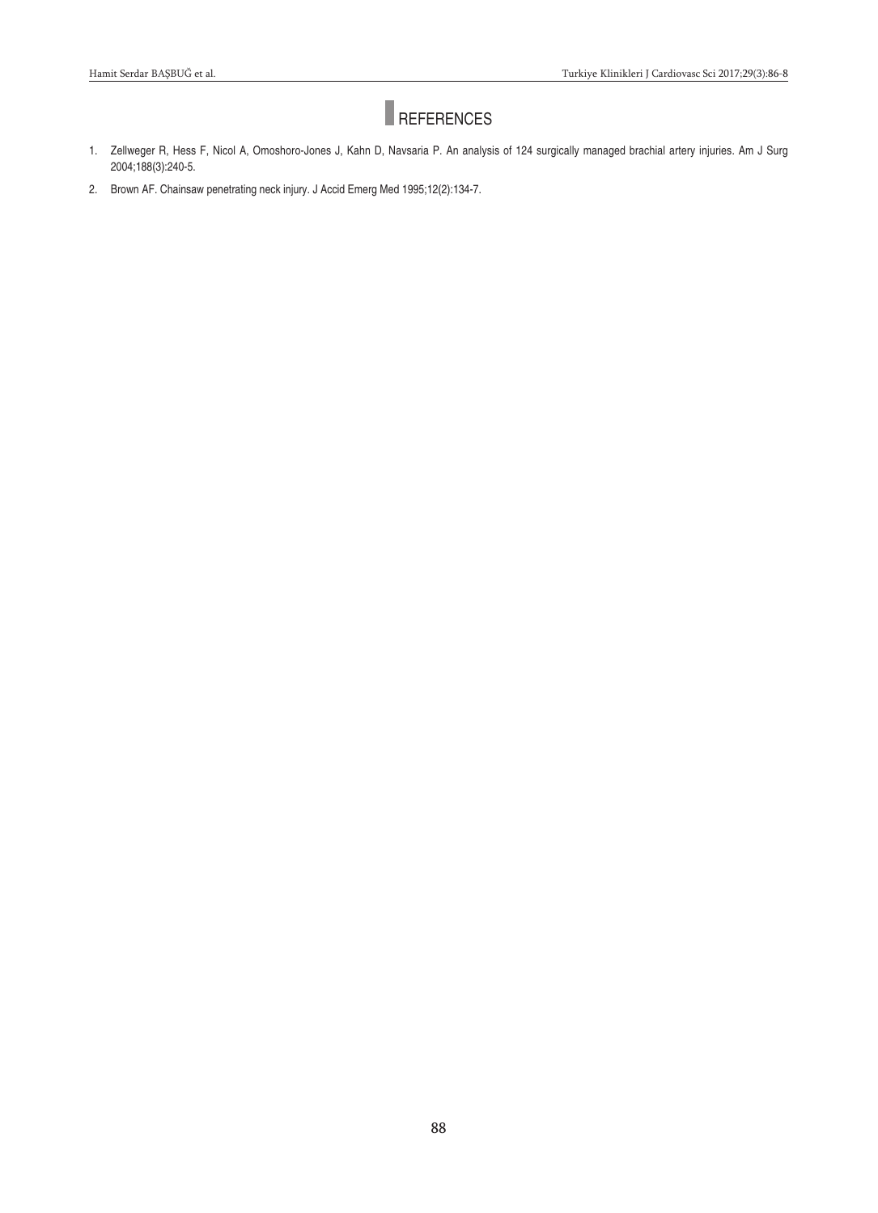## REFERENCES

1. Zellweger R, Hess F, Nicol A, Omoshoro-Jones J, Kahn D, Navsaria P. An analysis of 124 surgically managed brachial artery injuries. Am J Surg 2004;188(3):240-5.
2. Brown AF. Chainsaw penetrating neck injury. J Accid Emerg Med 1995;12(2):134-7.